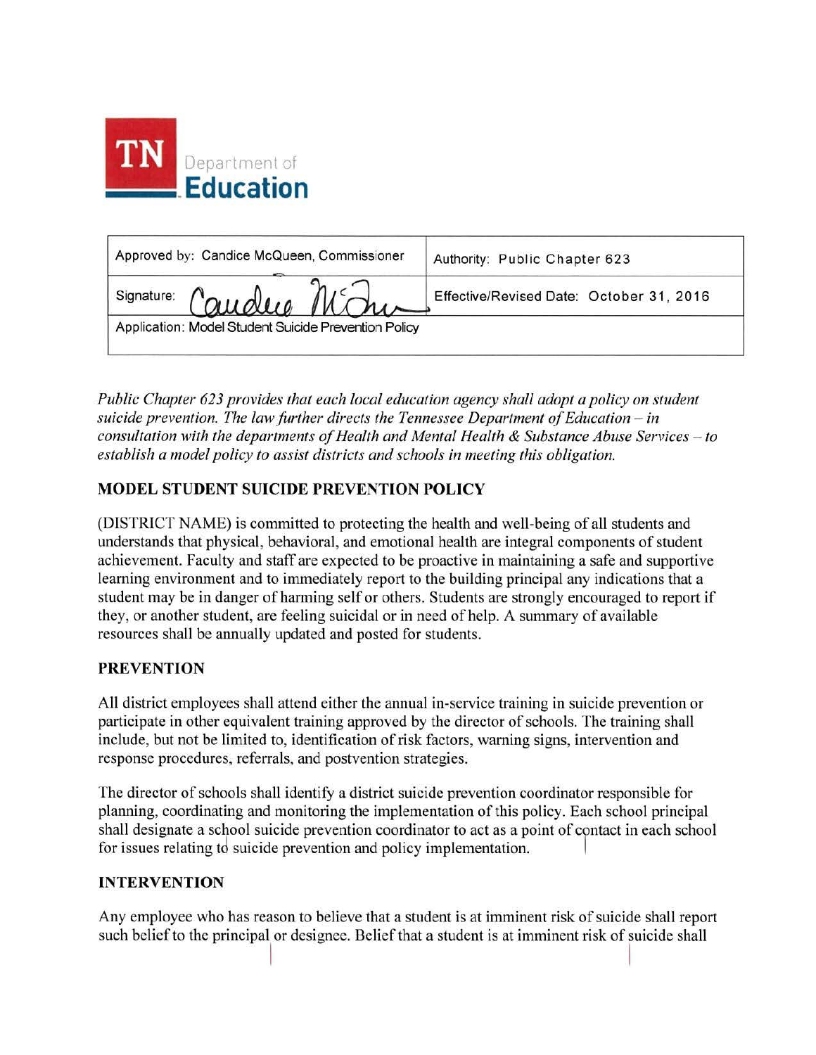TN Department of Education

| Approved by: Candice McQueen, Commissioner | Authority: Public Chapter 623 |
|---|---|
| Signature: | Effective/Revised Date: October 31, 2016 |
| Application: Model Student Suicide Prevention Policy | |

*Public Chapter 623 provides that each local education agency shall adopt a policy on student suicide prevention. The law further directs the Tennessee Department of Education – in consultation with the departments of Health and Mental Health & Substance Abuse Services – to establish a model policy to assist districts and schools in meeting this obligation.*

## MODEL STUDENT SUICIDE PREVENTION POLICY

(DISTRICT NAME) is committed to protecting the health and well-being of all students and understands that physical, behavioral, and emotional health are integral components of student achievement. Faculty and staff are expected to be proactive in maintaining a safe and supportive learning environment and to immediately report to the building principal any indications that a student may be in danger of harming self or others. Students are strongly encouraged to report if they, or another student, are feeling suicidal or in need of help. A summary of available resources shall be annually updated and posted for students.

## PREVENTION

All district employees shall attend either the annual in-service training in suicide prevention or participate in other equivalent training approved by the director of schools. The training shall include, but not be limited to, identification of risk factors, warning signs, intervention and response procedures, referrals, and postvention strategies.

The director of schools shall identify a district suicide prevention coordinator responsible for planning, coordinating and monitoring the implementation of this policy. Each school principal shall designate a school suicide prevention coordinator to act as a point of contact in each school for issues relating to suicide prevention and policy implementation.

## INTERVENTION

Any employee who has reason to believe that a student is at imminent risk of suicide shall report such belief to the principal or designee. Belief that a student is at imminent risk of suicide shall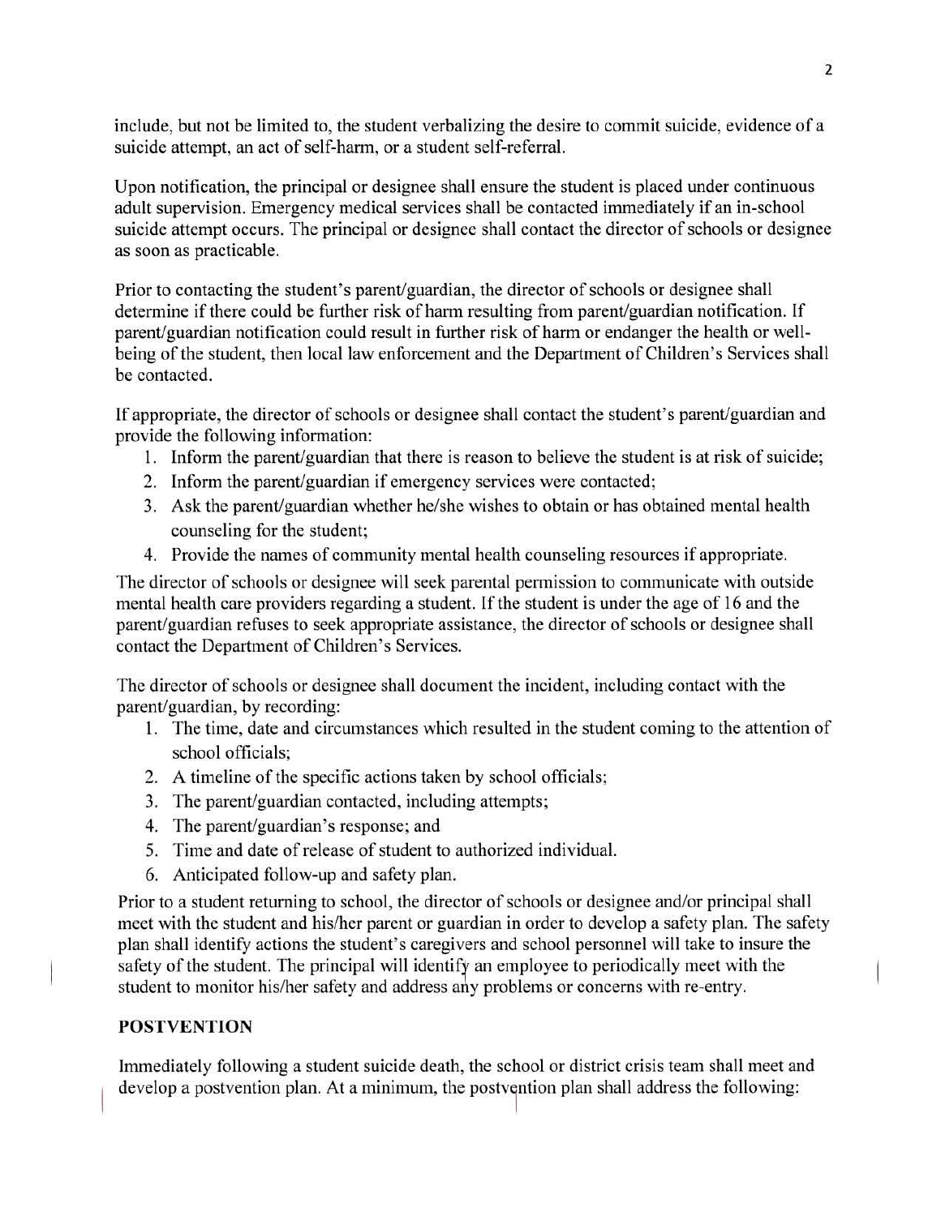include, but not be limited to, the student verbalizing the desire to commit suicide, evidence of a suicide attempt, an act of self-harm, or a student self-referral.

Upon notification, the principal or designee shall ensure the student is placed under continuous adult supervision. Emergency medical services shall be contacted immediately if an in-school suicide attempt occurs. The principal or designee shall contact the director of schools or designee as soon as practicable.

Prior to contacting the student's parent/guardian, the director of schools or designee shall determine if there could be further risk of harm resulting from parent/guardian notification. If parent/guardian notification could result in further risk of harm or endanger the health or well-being of the student, then local law enforcement and the Department of Children's Services shall be contacted.

If appropriate, the director of schools or designee shall contact the student's parent/guardian and provide the following information:

1. Inform the parent/guardian that there is reason to believe the student is at risk of suicide;
2. Inform the parent/guardian if emergency services were contacted;
3. Ask the parent/guardian whether he/she wishes to obtain or has obtained mental health counseling for the student;
4. Provide the names of community mental health counseling resources if appropriate.

The director of schools or designee will seek parental permission to communicate with outside mental health care providers regarding a student. If the student is under the age of 16 and the parent/guardian refuses to seek appropriate assistance, the director of schools or designee shall contact the Department of Children's Services.

The director of schools or designee shall document the incident, including contact with the parent/guardian, by recording:

1. The time, date and circumstances which resulted in the student coming to the attention of school officials;
2. A timeline of the specific actions taken by school officials;
3. The parent/guardian contacted, including attempts;
4. The parent/guardian's response; and
5. Time and date of release of student to authorized individual.
6. Anticipated follow-up and safety plan.

Prior to a student returning to school, the director of schools or designee and/or principal shall meet with the student and his/her parent or guardian in order to develop a safety plan. The safety plan shall identify actions the student's caregivers and school personnel will take to insure the safety of the student. The principal will identify an employee to periodically meet with the student to monitor his/her safety and address any problems or concerns with re-entry.

**POSTVENTION**

Immediately following a student suicide death, the school or district crisis team shall meet and develop a postvention plan. At a minimum, the postvention plan shall address the following: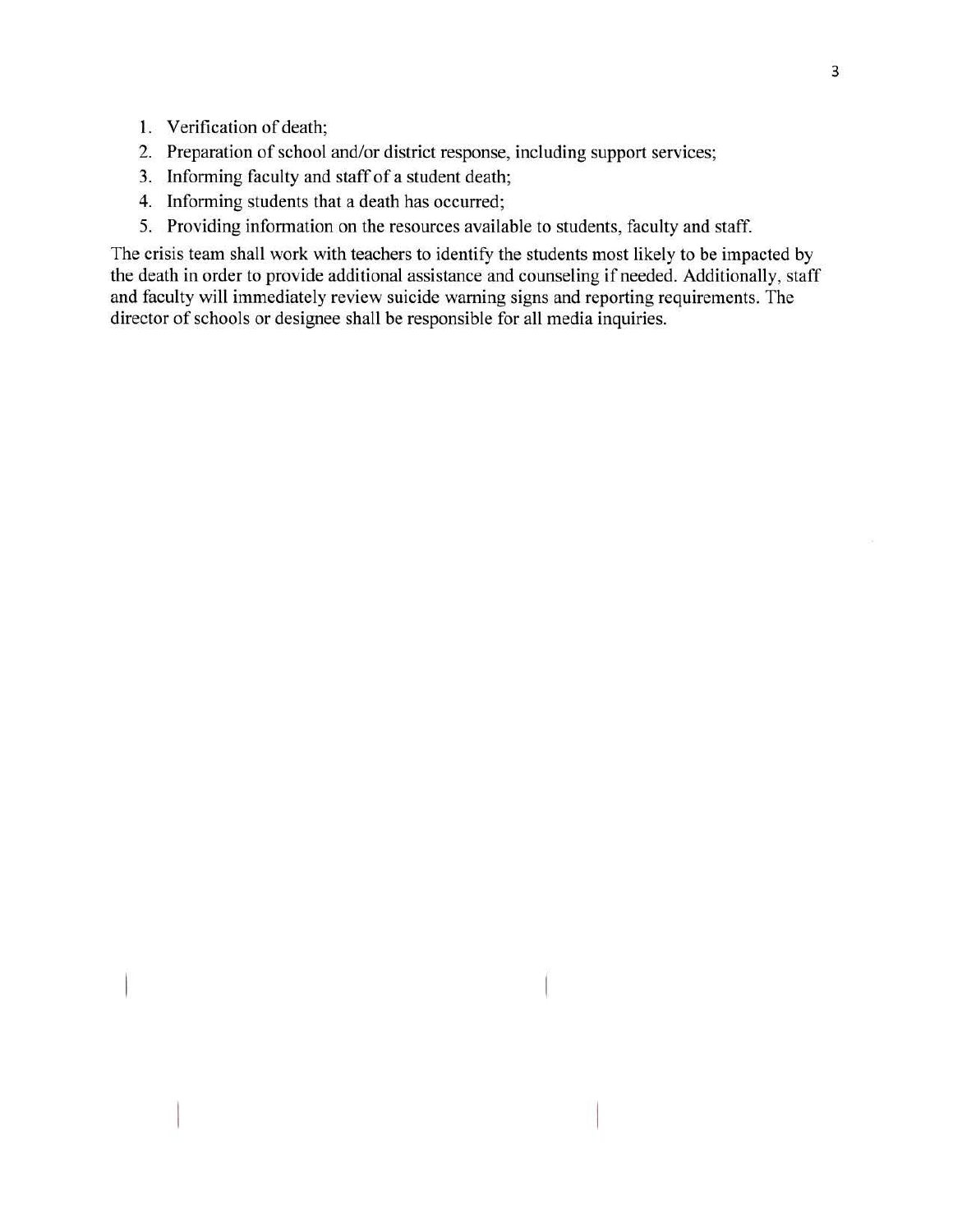1. Verification of death;
2. Preparation of school and/or district response, including support services;
3. Informing faculty and staff of a student death;
4. Informing students that a death has occurred;
5. Providing information on the resources available to students, faculty and staff.

The crisis team shall work with teachers to identify the students most likely to be impacted by the death in order to provide additional assistance and counseling if needed. Additionally, staff and faculty will immediately review suicide warning signs and reporting requirements. The director of schools or designee shall be responsible for all media inquiries.